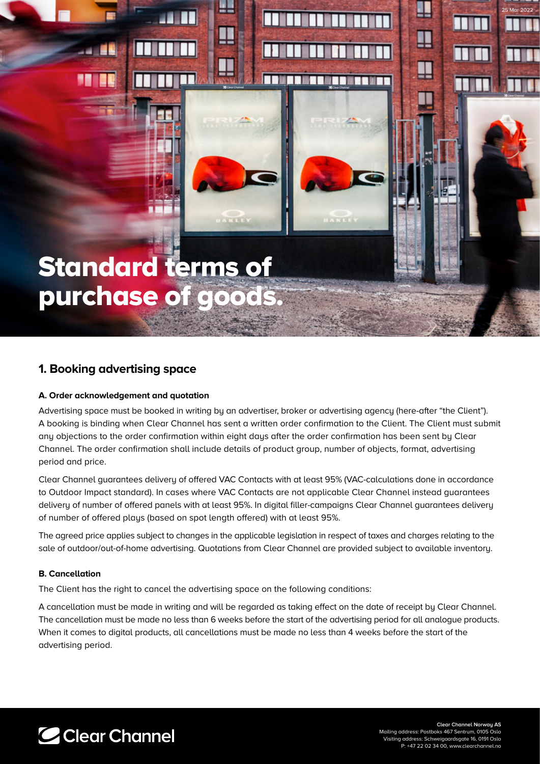# Standard terms of purchase of goods.

## 1. Booking advertising space

### A. Order acknowledgement and quotation

Advertising space must be booked in writing by an advertiser, broker or advertising agency (here-after "the Client"). A booking is binding when Clear Channel has sent a written order confirmation to the Client. The Client must submit any objections to the order confirmation within eight days after the order confirmation has been sent by Clear Channel. The order confirmation shall include details of product group, number of objects, format, advertising period and price.

Clear Channel guarantees delivery of offered VAC Contacts with at least 95% (VAC-calculations done in accordance to Outdoor Impact standard). In cases where VAC Contacts are not applicable Clear Channel instead guarantees delivery of number of offered panels with at least 95%. In digital filler-campaigns Clear Channel guarantees delivery of number of offered plays (based on spot length offered) with at least 95%.

The agreed price applies subject to changes in the applicable legislation in respect of taxes and charges relating to the sale of outdoor/out-of-home advertising. Quotations from Clear Channel are provided subject to available inventory.

### B. Cancellation

The Client has the right to cancel the advertising space on the following conditions:

A cancellation must be made in writing and will be regarded as taking effect on the date of receipt by Clear Channel. The cancellation must be made no less than 6 weeks before the start of the advertising period for all analogue products. When it comes to digital products, all cancellations must be made no less than 4 weeks before the start of the advertising period.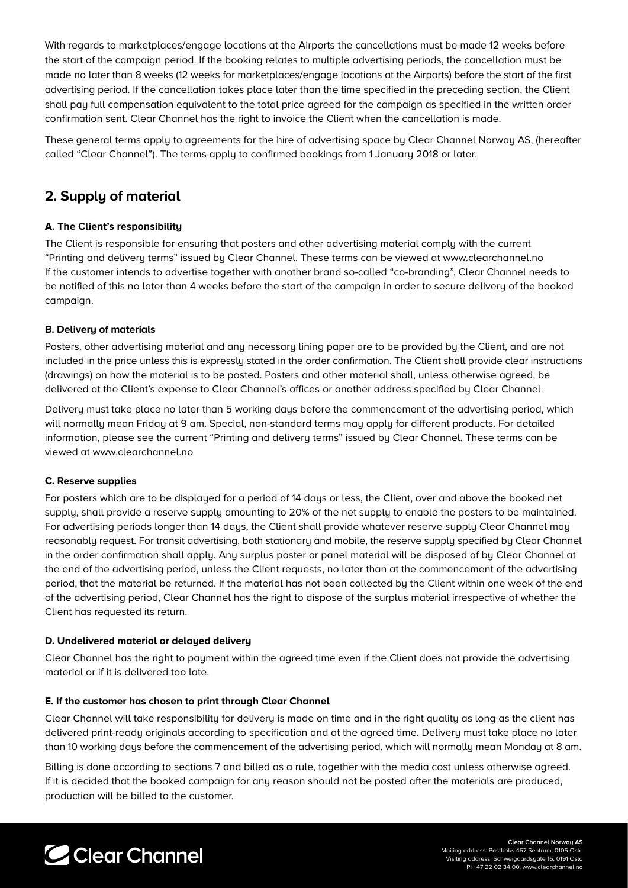With regards to marketplaces/engage locations at the Airports the cancellations must be made 12 weeks before the start of the campaign period. If the booking relates to multiple advertising periods, the cancellation must be made no later than 8 weeks (12 weeks for marketplaces/engage locations at the Airports) before the start of the first advertising period. If the cancellation takes place later than the time specified in the preceding section, the Client shall pay full compensation equivalent to the total price agreed for the campaign as specified in the written order confirmation sent. Clear Channel has the right to invoice the Client when the cancellation is made.

These general terms apply to agreements for the hire of advertising space by Clear Channel Norway AS, (hereafter called "Clear Channel"). The terms apply to confirmed bookings from 1 January 2018 or later.

## 2. Supply of material

**A. The Client's responsibility**

The Client is responsible for ensuring that posters and other advertising material comply with the current "Printing and delivery terms" issued by Clear Channel. These terms can be viewed at www.clearchannel.no
If the customer intends to advertise together with another brand so-called "co-branding", Clear Channel needs to be notified of this no later than 4 weeks before the start of the campaign in order to secure delivery of the booked campaign.

**B. Delivery of materials**

Posters, other advertising material and any necessary lining paper are to be provided by the Client, and are not included in the price unless this is expressly stated in the order confirmation. The Client shall provide clear instructions (drawings) on how the material is to be posted. Posters and other material shall, unless otherwise agreed, be delivered at the Client's expense to Clear Channel's offices or another address specified by Clear Channel.

Delivery must take place no later than 5 working days before the commencement of the advertising period, which will normally mean Friday at 9 am. Special, non-standard terms may apply for different products. For detailed information, please see the current "Printing and delivery terms" issued by Clear Channel. These terms can be viewed at www.clearchannel.no

**C. Reserve supplies**

For posters which are to be displayed for a period of 14 days or less, the Client, over and above the booked net supply, shall provide a reserve supply amounting to 20% of the net supply to enable the posters to be maintained. For advertising periods longer than 14 days, the Client shall provide whatever reserve supply Clear Channel may reasonably request. For transit advertising, both stationary and mobile, the reserve supply specified by Clear Channel in the order confirmation shall apply. Any surplus poster or panel material will be disposed of by Clear Channel at the end of the advertising period, unless the Client requests, no later than at the commencement of the advertising period, that the material be returned. If the material has not been collected by the Client within one week of the end of the advertising period, Clear Channel has the right to dispose of the surplus material irrespective of whether the Client has requested its return.

**D. Undelivered material or delayed delivery**

Clear Channel has the right to payment within the agreed time even if the Client does not provide the advertising material or if it is delivered too late.

**E. If the customer has chosen to print through Clear Channel**

Clear Channel will take responsibility for delivery is made on time and in the right quality as long as the client has delivered print-ready originals according to specification and at the agreed time. Delivery must take place no later than 10 working days before the commencement of the advertising period, which will normally mean Monday at 8 am.

Billing is done according to sections 7 and billed as a rule, together with the media cost unless otherwise agreed. If it is decided that the booked campaign for any reason should not be posted after the materials are produced, production will be billed to the customer.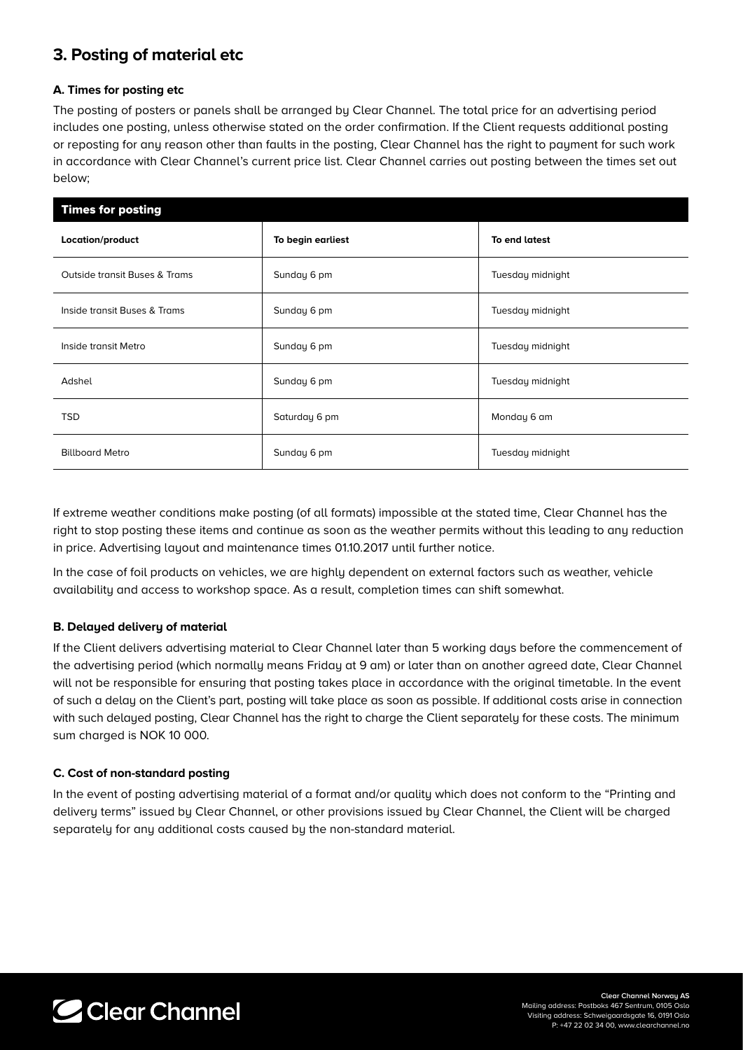## 3. Posting of material etc

### A. Times for posting etc

The posting of posters or panels shall be arranged by Clear Channel. The total price for an advertising period includes one posting, unless otherwise stated on the order confirmation. If the Client requests additional posting or reposting for any reason other than faults in the posting, Clear Channel has the right to payment for such work in accordance with Clear Channel's current price list. Clear Channel carries out posting between the times set out below;

| Times for posting | | |
|---|---|---|
| **Location/product** | **To begin earliest** | **To end latest** |
| Outside transit Buses & Trams | Sunday 6 pm | Tuesday midnight |
| Inside transit Buses & Trams | Sunday 6 pm | Tuesday midnight |
| Inside transit Metro | Sunday 6 pm | Tuesday midnight |
| Adshel | Sunday 6 pm | Tuesday midnight |
| TSD | Saturday 6 pm | Monday 6 am |
| Billboard Metro | Sunday 6 pm | Tuesday midnight |

If extreme weather conditions make posting (of all formats) impossible at the stated time, Clear Channel has the right to stop posting these items and continue as soon as the weather permits without this leading to any reduction in price. Advertising layout and maintenance times 01.10.2017 until further notice.

In the case of foil products on vehicles, we are highly dependent on external factors such as weather, vehicle availability and access to workshop space. As a result, completion times can shift somewhat.

### B. Delayed delivery of material

If the Client delivers advertising material to Clear Channel later than 5 working days before the commencement of the advertising period (which normally means Friday at 9 am) or later than on another agreed date, Clear Channel will not be responsible for ensuring that posting takes place in accordance with the original timetable. In the event of such a delay on the Client's part, posting will take place as soon as possible. If additional costs arise in connection with such delayed posting, Clear Channel has the right to charge the Client separately for these costs. The minimum sum charged is NOK 10 000.

### C. Cost of non-standard posting

In the event of posting advertising material of a format and/or quality which does not conform to the "Printing and delivery terms" issued by Clear Channel, or other provisions issued by Clear Channel, the Client will be charged separately for any additional costs caused by the non-standard material.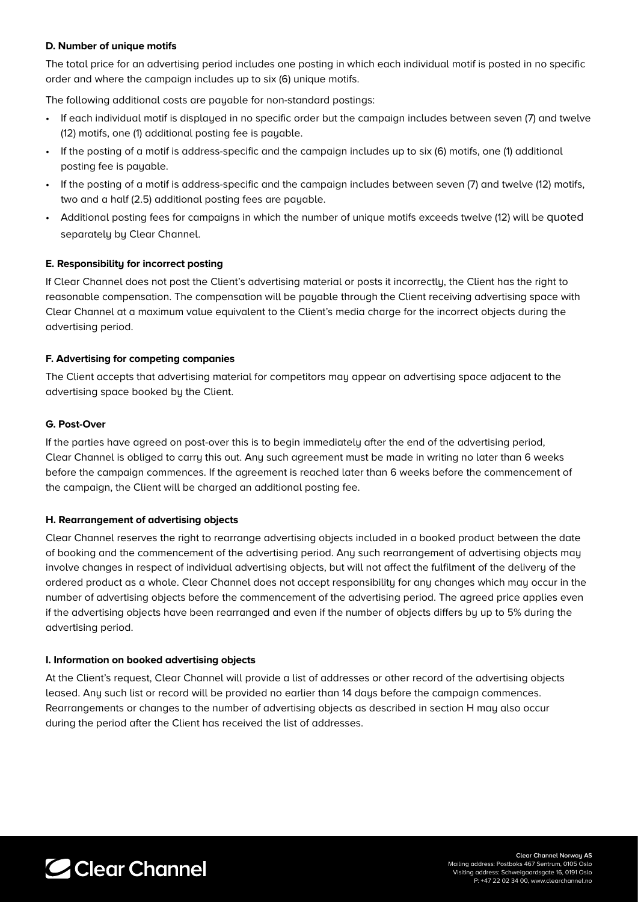**D. Number of unique motifs**

The total price for an advertising period includes one posting in which each individual motif is posted in no specific order and where the campaign includes up to six (6) unique motifs.

The following additional costs are payable for non-standard postings:

- If each individual motif is displayed in no specific order but the campaign includes between seven (7) and twelve (12) motifs, one (1) additional posting fee is payable.
- If the posting of a motif is address-specific and the campaign includes up to six (6) motifs, one (1) additional posting fee is payable.
- If the posting of a motif is address-specific and the campaign includes between seven (7) and twelve (12) motifs, two and a half (2.5) additional posting fees are payable.
- Additional posting fees for campaigns in which the number of unique motifs exceeds twelve (12) will be quoted separately by Clear Channel.

**E. Responsibility for incorrect posting**

If Clear Channel does not post the Client's advertising material or posts it incorrectly, the Client has the right to reasonable compensation. The compensation will be payable through the Client receiving advertising space with Clear Channel at a maximum value equivalent to the Client's media charge for the incorrect objects during the advertising period.

**F. Advertising for competing companies**

The Client accepts that advertising material for competitors may appear on advertising space adjacent to the advertising space booked by the Client.

**G. Post-Over**

If the parties have agreed on post-over this is to begin immediately after the end of the advertising period, Clear Channel is obliged to carry this out. Any such agreement must be made in writing no later than 6 weeks before the campaign commences. If the agreement is reached later than 6 weeks before the commencement of the campaign, the Client will be charged an additional posting fee.

**H. Rearrangement of advertising objects**

Clear Channel reserves the right to rearrange advertising objects included in a booked product between the date of booking and the commencement of the advertising period. Any such rearrangement of advertising objects may involve changes in respect of individual advertising objects, but will not affect the fulfilment of the delivery of the ordered product as a whole. Clear Channel does not accept responsibility for any changes which may occur in the number of advertising objects before the commencement of the advertising period. The agreed price applies even if the advertising objects have been rearranged and even if the number of objects differs by up to 5% during the advertising period.

**I. Information on booked advertising objects**

At the Client's request, Clear Channel will provide a list of addresses or other record of the advertising objects leased. Any such list or record will be provided no earlier than 14 days before the campaign commences. Rearrangements or changes to the number of advertising objects as described in section H may also occur during the period after the Client has received the list of addresses.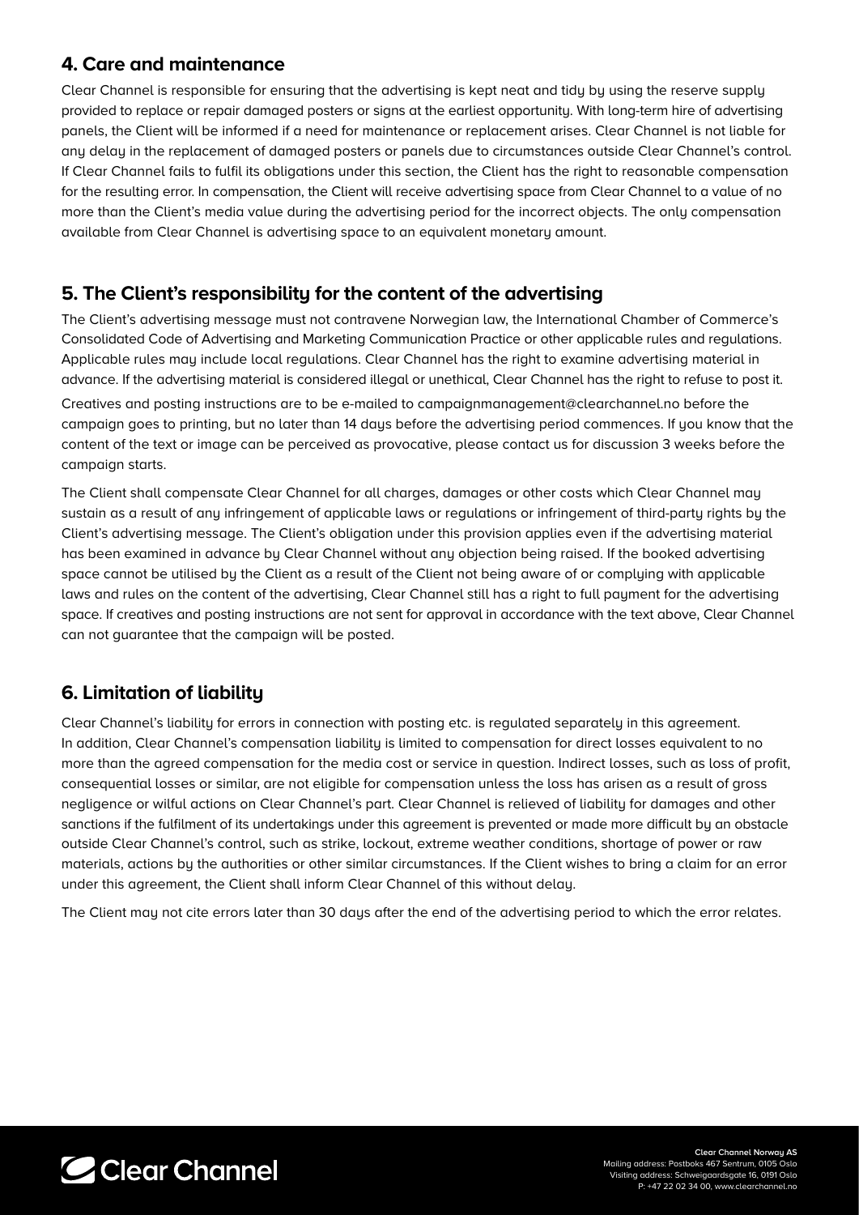## 4. Care and maintenance

Clear Channel is responsible for ensuring that the advertising is kept neat and tidy by using the reserve supply provided to replace or repair damaged posters or signs at the earliest opportunity. With long-term hire of advertising panels, the Client will be informed if a need for maintenance or replacement arises. Clear Channel is not liable for any delay in the replacement of damaged posters or panels due to circumstances outside Clear Channel's control. If Clear Channel fails to fulfil its obligations under this section, the Client has the right to reasonable compensation for the resulting error. In compensation, the Client will receive advertising space from Clear Channel to a value of no more than the Client's media value during the advertising period for the incorrect objects. The only compensation available from Clear Channel is advertising space to an equivalent monetary amount.

## 5. The Client's responsibility for the content of the advertising

The Client's advertising message must not contravene Norwegian law, the International Chamber of Commerce's Consolidated Code of Advertising and Marketing Communication Practice or other applicable rules and regulations. Applicable rules may include local regulations. Clear Channel has the right to examine advertising material in advance. If the advertising material is considered illegal or unethical, Clear Channel has the right to refuse to post it.

Creatives and posting instructions are to be e-mailed to campaignmanagement@clearchannel.no before the campaign goes to printing, but no later than 14 days before the advertising period commences. If you know that the content of the text or image can be perceived as provocative, please contact us for discussion 3 weeks before the campaign starts.

The Client shall compensate Clear Channel for all charges, damages or other costs which Clear Channel may sustain as a result of any infringement of applicable laws or regulations or infringement of third-party rights by the Client's advertising message. The Client's obligation under this provision applies even if the advertising material has been examined in advance by Clear Channel without any objection being raised. If the booked advertising space cannot be utilised by the Client as a result of the Client not being aware of or complying with applicable laws and rules on the content of the advertising, Clear Channel still has a right to full payment for the advertising space. If creatives and posting instructions are not sent for approval in accordance with the text above, Clear Channel can not guarantee that the campaign will be posted.

## 6. Limitation of liability

Clear Channel's liability for errors in connection with posting etc. is regulated separately in this agreement. In addition, Clear Channel's compensation liability is limited to compensation for direct losses equivalent to no more than the agreed compensation for the media cost or service in question. Indirect losses, such as loss of profit, consequential losses or similar, are not eligible for compensation unless the loss has arisen as a result of gross negligence or wilful actions on Clear Channel's part. Clear Channel is relieved of liability for damages and other sanctions if the fulfilment of its undertakings under this agreement is prevented or made more difficult by an obstacle outside Clear Channel's control, such as strike, lockout, extreme weather conditions, shortage of power or raw materials, actions by the authorities or other similar circumstances. If the Client wishes to bring a claim for an error under this agreement, the Client shall inform Clear Channel of this without delay.

The Client may not cite errors later than 30 days after the end of the advertising period to which the error relates.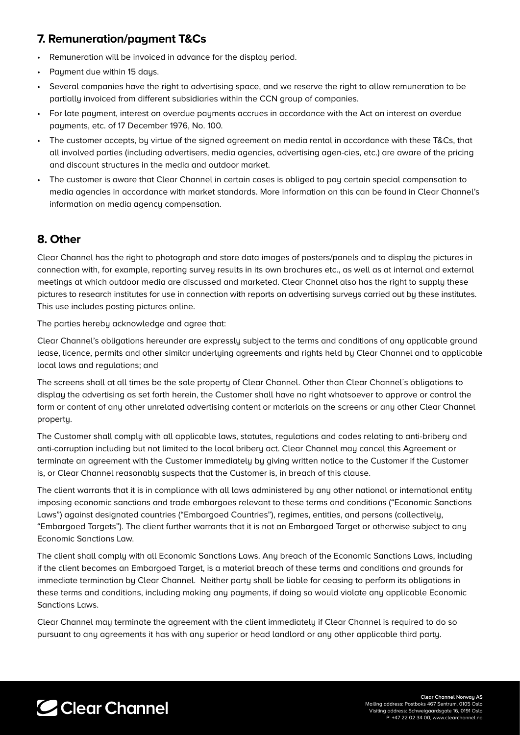## 7. Remuneration/payment T&Cs

- Remuneration will be invoiced in advance for the display period.
- Payment due within 15 days.
- Several companies have the right to advertising space, and we reserve the right to allow remuneration to be partially invoiced from different subsidiaries within the CCN group of companies.
- For late payment, interest on overdue payments accrues in accordance with the Act on interest on overdue payments, etc. of 17 December 1976, No. 100.
- The customer accepts, by virtue of the signed agreement on media rental in accordance with these T&Cs, that all involved parties (including advertisers, media agencies, advertising agen-cies, etc.) are aware of the pricing and discount structures in the media and outdoor market.
- The customer is aware that Clear Channel in certain cases is obliged to pay certain special compensation to media agencies in accordance with market standards. More information on this can be found in Clear Channel's information on media agency compensation.

## 8. Other

Clear Channel has the right to photograph and store data images of posters/panels and to display the pictures in connection with, for example, reporting survey results in its own brochures etc., as well as at internal and external meetings at which outdoor media are discussed and marketed. Clear Channel also has the right to supply these pictures to research institutes for use in connection with reports on advertising surveys carried out by these institutes. This use includes posting pictures online.

The parties hereby acknowledge and agree that:

Clear Channel's obligations hereunder are expressly subject to the terms and conditions of any applicable ground lease, licence, permits and other similar underlying agreements and rights held by Clear Channel and to applicable local laws and regulations; and

The screens shall at all times be the sole property of Clear Channel. Other than Clear Channel´s obligations to display the advertising as set forth herein, the Customer shall have no right whatsoever to approve or control the form or content of any other unrelated advertising content or materials on the screens or any other Clear Channel property.

The Customer shall comply with all applicable laws, statutes, regulations and codes relating to anti-bribery and anti-corruption including but not limited to the local bribery act. Clear Channel may cancel this Agreement or terminate an agreement with the Customer immediately by giving written notice to the Customer if the Customer is, or Clear Channel reasonably suspects that the Customer is, in breach of this clause.

The client warrants that it is in compliance with all laws administered by any other national or international entity imposing economic sanctions and trade embargoes relevant to these terms and conditions ("Economic Sanctions Laws") against designated countries ("Embargoed Countries"), regimes, entities, and persons (collectively, "Embargoed Targets"). The client further warrants that it is not an Embargoed Target or otherwise subject to any Economic Sanctions Law.

The client shall comply with all Economic Sanctions Laws. Any breach of the Economic Sanctions Laws, including if the client becomes an Embargoed Target, is a material breach of these terms and conditions and grounds for immediate termination by Clear Channel. Neither party shall be liable for ceasing to perform its obligations in these terms and conditions, including making any payments, if doing so would violate any applicable Economic Sanctions Laws.

Clear Channel may terminate the agreement with the client immediately if Clear Channel is required to do so pursuant to any agreements it has with any superior or head landlord or any other applicable third party.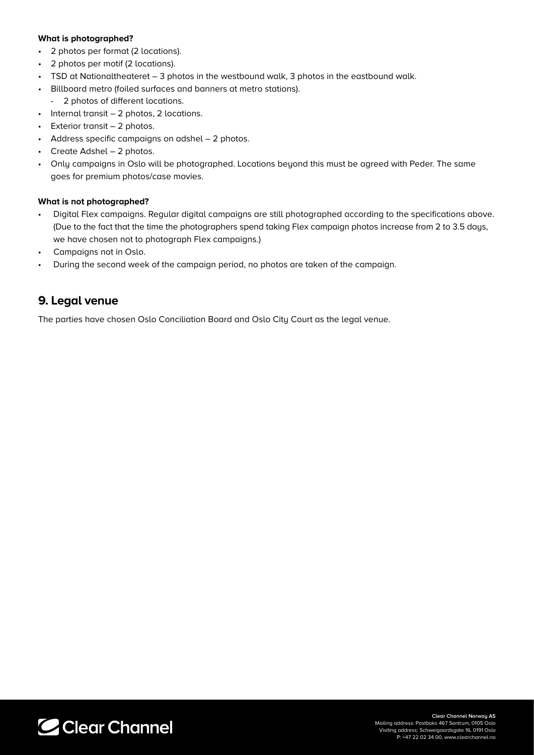**What is photographed?**

- 2 photos per format (2 locations).
- 2 photos per motif (2 locations).
- TSD at Nationaltheateret – 3 photos in the westbound walk, 3 photos in the eastbound walk.
- Billboard metro (foiled surfaces and banners at metro stations).
  - 2 photos of different locations.
- Internal transit – 2 photos, 2 locations.
- Exterior transit – 2 photos.
- Address specific campaigns on adshel – 2 photos.
- Create Adshel – 2 photos.
- Only campaigns in Oslo will be photographed. Locations beyond this must be agreed with Peder. The same goes for premium photos/case movies.

**What is not photographed?**

- Digital Flex campaigns. Regular digital campaigns are still photographed according to the specifications above. (Due to the fact that the time the photographers spend taking Flex campaign photos increase from 2 to 3.5 days, we have chosen not to photograph Flex campaigns.)
- Campaigns not in Oslo.
- During the second week of the campaign period, no photos are taken of the campaign.

## 9. Legal venue

The parties have chosen Oslo Conciliation Board and Oslo City Court as the legal venue.